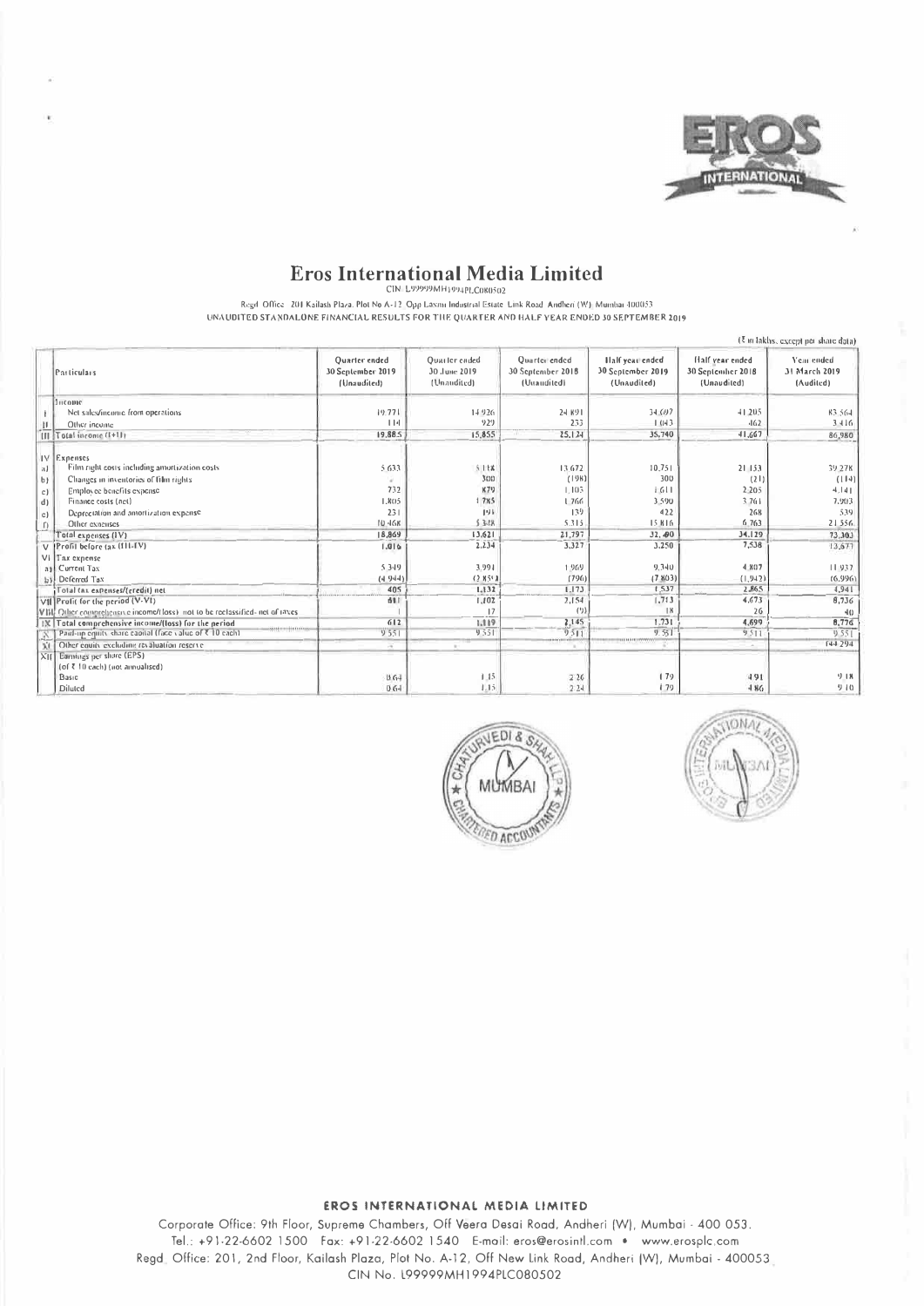# Eros International Media Limited

CIN: L99999MH1994PLC080502

Regd. Office: 201 Kailash Plaza, Plot No A-12, Opp Laxmi Industrial Estate, Link Road, Andheri (W), Mumbai 400053

UNAUDITED STANDALONE FINANCIAL RESULTS FOR THE QUARTER AND HALF YEAR ENDED 30 SEPTEMBER 2019

(₹ in lakhs, except per share data)

| | Particulars | Quarter ended 30 September 2019 (Unaudited) | Quarter ended 30 June 2019 (Unaudited) | Quarter ended 30 September 2018 (Unaudited) | Half year ended 30 September 2019 (Unaudited) | Half year ended 30 September 2018 (Unaudited) | Year ended 31 March 2019 (Audited) |
|---|---|---|---|---|---|---|---|
| | Income | | | | | | |
| I | Net sales/income from operations | 19,771 | 14,926 | 24,891 | 34,697 | 41,205 | 83,564 |
| II | Other income | 114 | 929 | 233 | 1,043 | 462 | 3,416 |
| III | Total income (I+II) | 19,885 | 15,855 | 25,124 | 35,740 | 41,667 | 86,980 |
| IV | Expenses | | | | | | |
| a) | Film right costs including amortization costs | 5,633 | 5,118 | 13,672 | 10,751 | 21,133 | 39,278 |
| b) | Changes in inventories of film rights | - | 300 | (198) | 300 | (21) | (114) |
| c) | Employee benefits expense | 732 | 879 | 1,103 | 1,611 | 2,205 | 4,141 |
| d) | Finance costs (net) | 1,805 | 1,785 | 1,766 | 3,590 | 3,761 | 7,903 |
| e) | Depreciation and amortization expense | 231 | 191 | 139 | 422 | 268 | 539 |
| f) | Other expenses | 10,468 | 5,348 | 5,315 | 15,816 | 6,763 | 21,556 |
| | Total expenses (IV) | 18,869 | 13,621 | 21,797 | 32,490 | 34,129 | 73,303 |
| V | Profit before tax (III-IV) | 1,016 | 2,234 | 3,327 | 3,250 | 7,538 | 13,677 |
| VI | Tax expense | | | | | | |
| a) | Current Tax | 5,349 | 3,991 | 1,969 | 9,340 | 4,807 | 11,937 |
| b) | Deferred Tax | (4,944) | (2,859) | (796) | (7,803) | (1,942) | (6,996) |
| | Total tax expenses/(credit) net | 405 | 1,132 | 1,173 | 1,537 | 2,865 | 4,941 |
| VII | Profit for the period (V-VI) | 611 | 1,102 | 2,154 | 1,713 | 4,673 | 8,736 |
| VIII | Other comprehensive income/(loss) not to be reclassified- net of taxes | 1 | 17 | (9) | 18 | 26 | 40 |
| IX | Total comprehensive income/(loss) for the period | 612 | 1,119 | 2,145 | 1,731 | 4,699 | 8,776 |
| X | Paid-up equity share capital (face value of ₹ 10 each) | 9,551 | 9,551 | 9,511 | 9,551 | 9,511 | 9,551 |
| XI | Other equity excluding revaluation reserve | - | - | - | - | - | 144,294 |
| XII | Earnings per share (EPS) (of ₹ 10 each) (not annualised) | | | | | | |
| | Basic | 0.64 | 1.15 | 2.26 | 1.79 | 4.91 | 9.18 |
| | Diluted | 0.64 | 1.15 | 2.24 | 1.79 | 4.86 | 9.10 |

**EROS INTERNATIONAL MEDIA LIMITED**

Corporate Office: 9th Floor, Supreme Chambers, Off Veera Desai Road, Andheri (W), Mumbai - 400 053.
Tel.: +91-22-6602 1500 Fax: +91-22-6602 1540 E-mail: eros@erosintl.com • www.erosplc.com
Regd. Office: 201, 2nd Floor, Kailash Plaza, Plot No. A-12, Off New Link Road, Andheri (W), Mumbai - 400053
CIN No. L99999MH1994PLC080502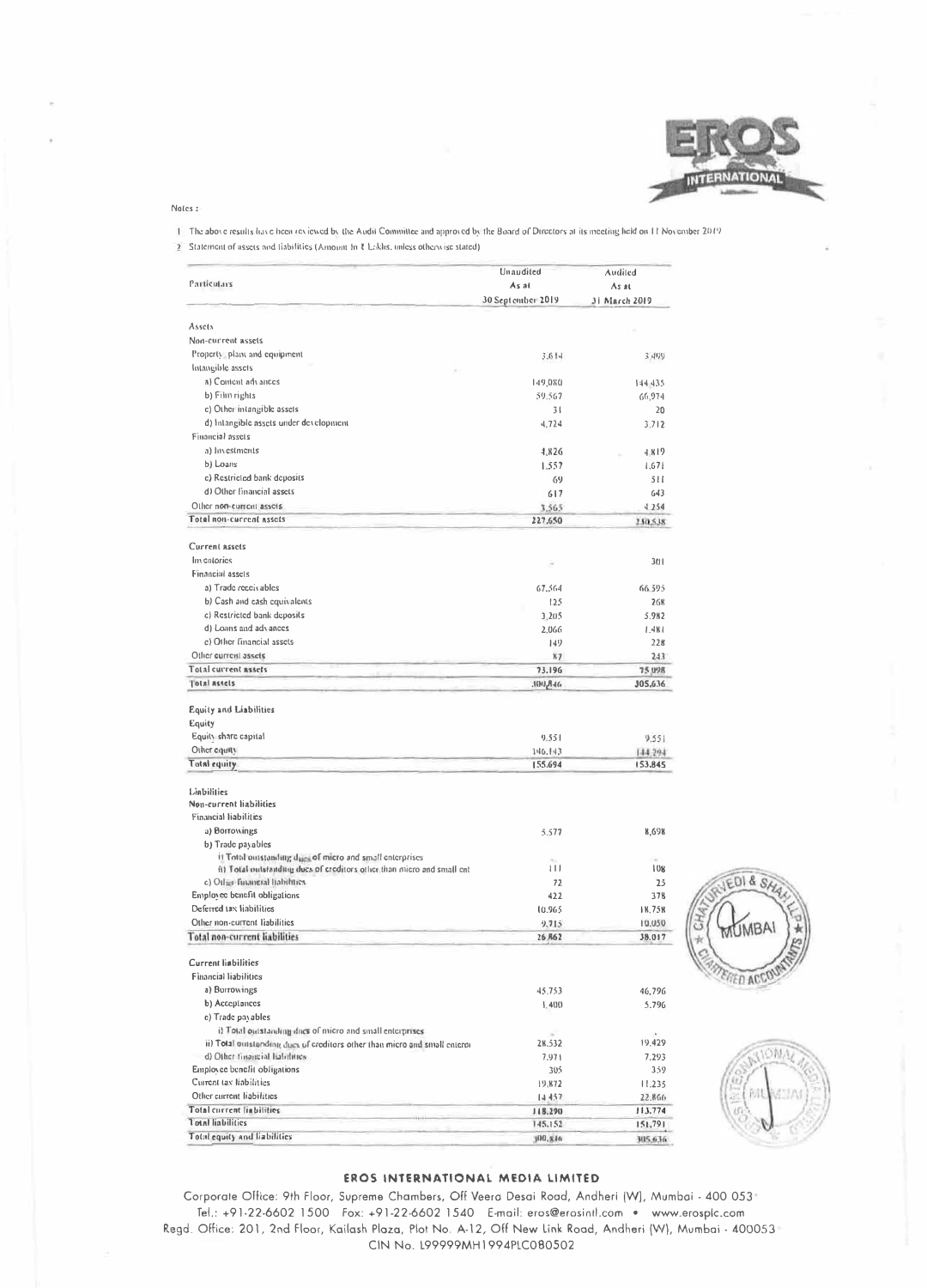Notes :

1 The above results have been reviewed by the Audit Committee and approved by the Board of Directors at its meeting held on 11 November 2019

2 Statement of assets and liabilities (Amount in ₹ Lakhs, unless otherwise stated)

| Particulars | Unaudited<br>As at<br>30 September 2019 | Audited<br>As at<br>31 March 2019 |
|---|---|---|
| **Assets** | | |
| **Non-current assets** | | |
| Property, plant and equipment | 3,614 | 3,499 |
| Intangible assets | | |
| a) Content advances | 149,080 | 144,435 |
| b) Film rights | 59,567 | 66,974 |
| c) Other intangible assets | 31 | 20 |
| d) Intangible assets under development | 4,724 | 3,712 |
| Financial assets | | |
| a) Investments | 4,826 | 4,819 |
| b) Loans | 1,557 | 1,671 |
| c) Restricted bank deposits | 69 | 511 |
| d) Other financial assets | 617 | 643 |
| Other non-current assets | 3,565 | 4,254 |
| **Total non-current assets** | **227,650** | **230,538** |
| **Current assets** | | |
| Inventories | - | 301 |
| Financial assets | | |
| a) Trade receivables | 67,564 | 66,595 |
| b) Cash and cash equivalents | 125 | 268 |
| c) Restricted bank deposits | 3,205 | 5,982 |
| d) Loans and advances | 2,066 | 1,481 |
| e) Other financial assets | 149 | 228 |
| Other current assets | 87 | 243 |
| **Total current assets** | **73,196** | **75,098** |
| **Total assets** | **300,846** | **305,636** |
| **Equity and Liabilities** | | |
| **Equity** | | |
| Equity share capital | 9,551 | 9,551 |
| Other equity | 146,143 | 144,294 |
| **Total equity** | **155,694** | **153,845** |
| **Liabilities** | | |
| **Non-current liabilities** | | |
| Financial liabilities | | |
| a) Borrowings | 5,577 | 8,698 |
| b) Trade payables | | |
| i) Total outstanding dues of micro and small enterprises | - | - |
| ii) Total outstanding dues of creditors other than micro and small ent | 111 | 108 |
| c) Other financial liabilities | 72 | 25 |
| Employee benefit obligations | 422 | 378 |
| Deferred tax liabilities | 10,965 | 18,758 |
| Other non-current liabilities | 9,715 | 10,050 |
| **Total non-current liabilities** | **26,862** | **38,017** |
| **Current liabilities** | | |
| Financial liabilities | | |
| a) Borrowings | 45,753 | 46,796 |
| b) Acceptances | 1,400 | 5,796 |
| c) Trade payables | | |
| i) Total outstanding dues of micro and small enterprises | - | - |
| ii) Total outstanding dues of creditors other than micro and small enterp | 28,532 | 19,429 |
| d) Other financial liabilities | 7,971 | 7,293 |
| Employee benefit obligations | 305 | 359 |
| Current tax liabilities | 19,872 | 11,235 |
| Other current liabilities | 14,457 | 22,866 |
| **Total current liabilities** | **118,290** | **113,774** |
| **Total liabilities** | **145,152** | **151,791** |
| **Total equity and liabilities** | **300,846** | **305,636** |

**EROS INTERNATIONAL MEDIA LIMITED**

Corporate Office: 9th Floor, Supreme Chambers, Off Veera Desai Road, Andheri (W), Mumbai - 400 053
Tel.: +91-22-6602 1500 Fax: +91-22-6602 1540 E-mail: eros@erosintl.com • www.erosplc.com
Regd. Office: 201, 2nd Floor, Kailash Plaza, Plot No. A-12, Off New Link Road, Andheri (W), Mumbai - 400053
CIN No. L99999MH1994PLC080502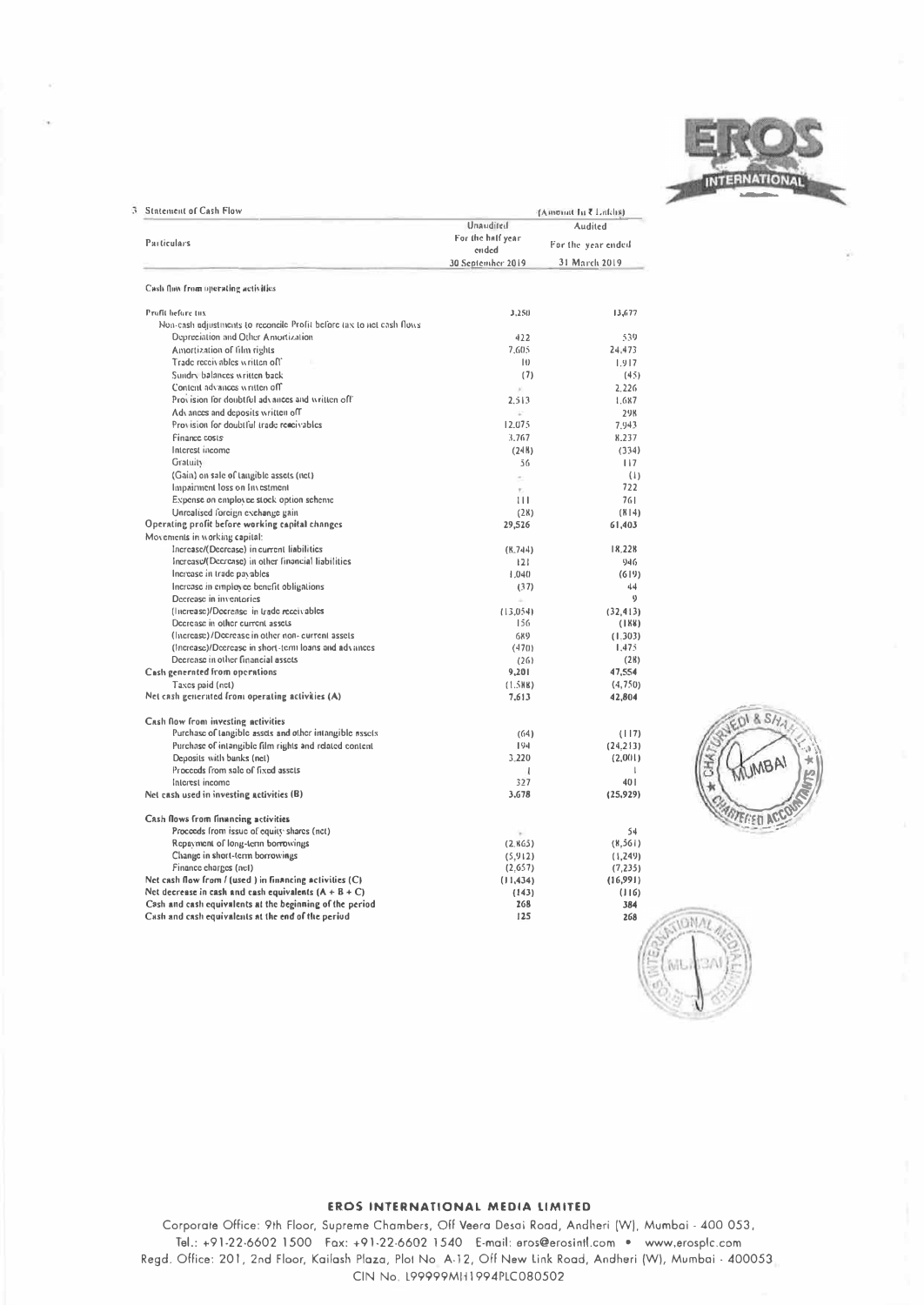3 Statement of Cash Flow

(Amount In ₹ Lakhs)

| Particulars | Unaudited For the half year ended 30 September 2019 | Audited For the year ended 31 March 2019 |
|---|---|---|
| **Cash flow from operating activities** | | |
| Profit before tax | 3,250 | 13,677 |
| Non-cash adjustments to reconcile Profit before tax to net cash flows | | |
| Depreciation and Other Amortization | 422 | 539 |
| Amortization of film rights | 7,605 | 24,473 |
| Trade receivables written off | 10 | 1,917 |
| Sundry balances written back | (7) | (45) |
| Content advances written off | - | 2,226 |
| Provision for doubtful advances and written off | 2,513 | 1,687 |
| Advances and deposits written off | - | 298 |
| Provision for doubtful trade receivables | 12,075 | 7,943 |
| Finance costs | 3,767 | 8,237 |
| Interest income | (248) | (334) |
| Gratuity | 56 | 117 |
| (Gain) on sale of tangible assets (net) | - | (1) |
| Impairment loss on Investment | - | 722 |
| Expense on employee stock option scheme | 111 | 761 |
| Unrealised foreign exchange gain | (28) | (814) |
| **Operating profit before working capital changes** | **29,526** | **61,403** |
| Movements in working capital: | | |
| Increase/(Decrease) in current liabilities | (8,744) | 18,228 |
| Increase/(Decrease) in other financial liabilities | 121 | 946 |
| Increase in trade payables | 1,040 | (619) |
| Increase in employee benefit obligations | (37) | 44 |
| Decrease in inventories | - | 9 |
| (Increase)/Decrease in trade receivables | (13,054) | (32,413) |
| Decrease in other current assets | 156 | (188) |
| (Increase)/Decrease in other non-current assets | 689 | (1,303) |
| (Increase)/Decrease in short-term loans and advances | (470) | 1,475 |
| Decrease in other financial assets | (26) | (28) |
| **Cash generated from operations** | **9,201** | **47,554** |
| Taxes paid (net) | (1,588) | (4,750) |
| **Net cash generated from operating activities (A)** | **7,613** | **42,804** |
| **Cash flow from investing activities** | | |
| Purchase of tangible assets and other intangible assets | (64) | (117) |
| Purchase of intangible film rights and related content | 194 | (24,213) |
| Deposits with banks (net) | 3,220 | (2,001) |
| Proceeds from sale of fixed assets | 1 | 1 |
| Interest income | 327 | 401 |
| **Net cash used in investing activities (B)** | **3,678** | **(25,929)** |
| **Cash flows from financing activities** | | |
| Proceeds from issue of equity shares (net) | - | 54 |
| Repayment of long-term borrowings | (2,865) | (8,561) |
| Change in short-term borrowings | (5,912) | (1,249) |
| Finance charges (net) | (2,657) | (7,235) |
| **Net cash flow from / (used ) in financing activities (C)** | **(11,434)** | **(16,991)** |
| **Net decrease in cash and cash equivalents (A + B + C)** | **(143)** | **(116)** |
| **Cash and cash equivalents at the beginning of the period** | **268** | **384** |
| **Cash and cash equivalents at the end of the period** | **125** | **268** |

**EROS INTERNATIONAL MEDIA LIMITED**

Corporate Office: 9th Floor, Supreme Chambers, Off Veera Desai Road, Andheri (W), Mumbai - 400 053,
Tel.: +91-22-6602 1500 Fax: +91-22-6602 1540 E-mail: eros@erosintl.com • www.erosplc.com
Regd. Office: 201, 2nd Floor, Kailash Plaza, Plot No A-12, Off New Link Road, Andheri (W), Mumbai - 400053
CIN No. L99999MH1994PLC080502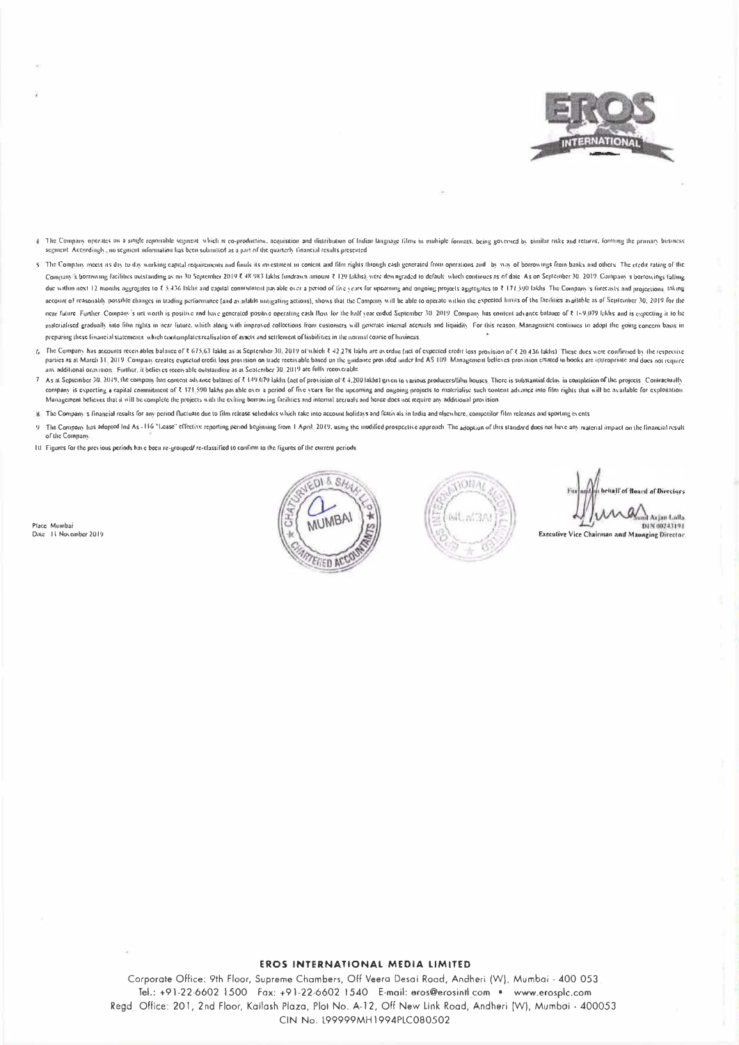4 The Company operates on a single reportable segment which is co-production, acquisition and distribution of Indian language films in multiple formats, being governed by similar risks and returns, forming the primary business segment. Accordingly, no segment information has been submitted as a part of the quarterly financial results presented.

5 The Company meets its day to day working capital requirements and funds its investment in content and film rights through cash generated from operations and by way of borrowings from banks and others. The credit rating of the Company's borrowing facilities outstanding as on 30 September 2019 ₹ 48,983 lakhs (undrawn amount ₹ 129 lakhs) were downgraded to default which continues as of date. As on September 30, 2019, Company's borrowings falling due within next 12 months aggregates to ₹ 5,436 lakhs and capital commitment payable over a period of five years for upcoming and ongoing projects aggregates to ₹ 171,590 lakhs. The Company's forecasts and projections, taking account of reasonably possible changes in trading performance (and available mitigating actions), shows that the Company will be able to operate within the expected limits of the facilities available as of September 30, 2019 for the near future. Further, Company's net worth is positive and have generated positive operating cash flow for the half year ended September 30, 2019. Company has content advance balance of ₹ 149,079 lakhs and is expecting it to be materialised gradually into film rights in near future, which along with improved collections from customers will generate internal accruals and liquidity. For this reason, Management continues to adopt the going concern basis in preparing these financial statements which contemplates realisation of assets and settlement of liabilities in the normal course of business.

6 The Company has accounts receivables balance of ₹ 675.63 lakhs as at September 30, 2019 of which ₹ 42,278 lakhs are overdue (net of expected credit loss provision of ₹ 20,436 lakhs). These dues were confirmed by the respective parties as at March 31, 2019. Company creates expected credit loss provision on trade receivable based on the guidance provided under Ind AS 109. Management believes provision created in books are appropriate and does not require any additional provision. Further, it believes receivable outstanding as at September 30, 2019 are fully recoverable.

7 As at September 30, 2019, the company has content advance balance of ₹ 149,079 lakhs (net of provision of ₹ 4,200 lakhs) given to various producers/film houses. There is substantial delay in completion of the projects. Contractually company is expecting a capital commitment of ₹ 171,590 lakhs payable over a period of five years for the upcoming and ongoing projects to materialise such content advance into film rights that will be available for exploitation. Management believes that it will be complete the projects with the exiting borrowing facilities and internal accruals and hence does not require any additional provision.

8 The Company's financial results for any period fluctuate due to film release schedules which take into account holidays and festivals in India and elsewhere, competitor film releases and sporting events.

9 The Company has adopted Ind As -116 "Lease" effective reporting period beginning from 1 April, 2019, using the modified prospective approach. The adoption of this standard does not have any material impact on the financial result of the Company.

10 Figures for the previous periods have been re-grouped/ re-classified to confirm to the figures of the current periods.

Place: Mumbai
Date: 11 November 2019

For and on behalf of Board of Directors

Sunil Arjan Lulla
DIN 00243191
Executive Vice Chairman and Managing Director

**EROS INTERNATIONAL MEDIA LIMITED**

Corporate Office: 9th Floor, Supreme Chambers, Off Veera Desai Road, Andheri (W), Mumbai - 400 053
Tel.: +91-22-6602 1500 Fax: +91-22-6602 1540 E-mail: eros@erosintl.com • www.erosplc.com
Regd. Office: 201, 2nd Floor, Kailash Plaza, Plot No. A-12, Off New Link Road, Andheri (W), Mumbai - 400053
CIN No. L99999MH1994PLC080502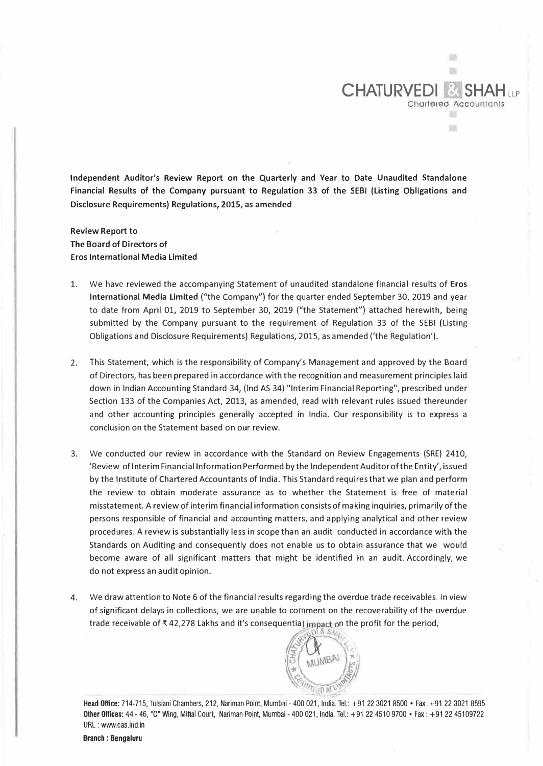**CHATURVEDI & SHAH LLP**
Chartered Accountants

**Independent Auditor's Review Report on the Quarterly and Year to Date Unaudited Standalone Financial Results of the Company pursuant to Regulation 33 of the SEBI (Listing Obligations and Disclosure Requirements) Regulations, 2015, as amended**

**Review Report to**
**The Board of Directors of**
**Eros International Media Limited**

1. We have reviewed the accompanying Statement of unaudited standalone financial results of **Eros International Media Limited** ("the Company") for the quarter ended September 30, 2019 and year to date from April 01, 2019 to September 30, 2019 ("the Statement") attached herewith, being submitted by the Company pursuant to the requirement of Regulation 33 of the SEBI (Listing Obligations and Disclosure Requirements) Regulations, 2015, as amended ('the Regulation').

2. This Statement, which is the responsibility of Company's Management and approved by the Board of Directors, has been prepared in accordance with the recognition and measurement principles laid down in Indian Accounting Standard 34, (Ind AS 34) "Interim Financial Reporting", prescribed under Section 133 of the Companies Act, 2013, as amended, read with relevant rules issued thereunder and other accounting principles generally accepted in India. Our responsibility is to express a conclusion on the Statement based on our review.

3. We conducted our review in accordance with the Standard on Review Engagements (SRE) 2410, 'Review of Interim Financial Information Performed by the Independent Auditor of the Entity', issued by the Institute of Chartered Accountants of India. This Standard requires that we plan and perform the review to obtain moderate assurance as to whether the Statement is free of material misstatement. A review of interim financial information consists of making inquiries, primarily of the persons responsible of financial and accounting matters, and applying analytical and other review procedures. A review is substantially less in scope than an audit conducted in accordance with the Standards on Auditing and consequently does not enable us to obtain assurance that we would become aware of all significant matters that might be identified in an audit. Accordingly, we do not express an audit opinion.

4. We draw attention to Note 6 of the financial results regarding the overdue trade receivables. In view of significant delays in collections, we are unable to comment on the recoverability of the overdue trade receivable of ₹ 42,278 Lakhs and it's consequential impact on the profit for the period,

**Head Office:** 714-715, Tulsiani Chambers, 212, Nariman Point, Mumbai - 400 021, India. Tel.: +91 22 3021 8500 • Fax :+91 22 3021 8595
**Other Offices:** 44 - 46, "C" Wing, Mittal Court, Nariman Point, Mumbai - 400 021, India. Tel.: +91 22 4510 9700 • Fax : +91 22 45109722
URL : www.cas.ind.in

**Branch : Bengaluru**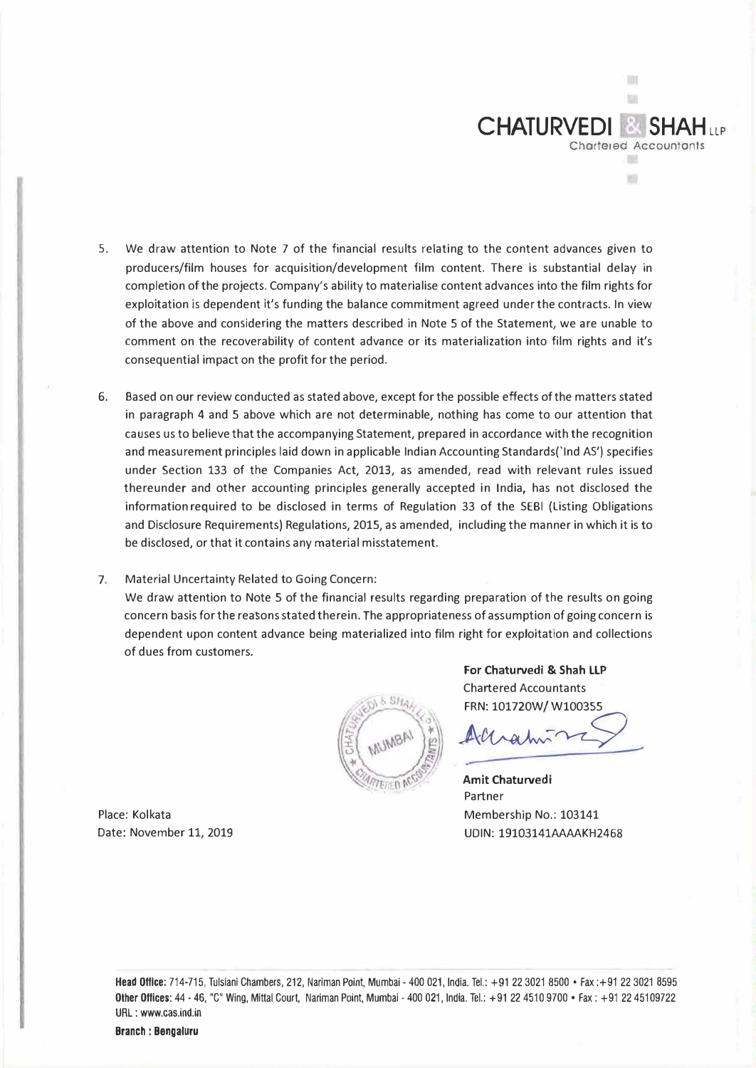**CHATURVEDI & SHAH LLP**
Chartered Accountants

5. We draw attention to Note 7 of the financial results relating to the content advances given to producers/film houses for acquisition/development film content. There is substantial delay in completion of the projects. Company's ability to materialise content advances into the film rights for exploitation is dependent it's funding the balance commitment agreed under the contracts. In view of the above and considering the matters described in Note 5 of the Statement, we are unable to comment on the recoverability of content advance or its materialization into film rights and it's consequential impact on the profit for the period.

6. Based on our review conducted as stated above, except for the possible effects of the matters stated in paragraph 4 and 5 above which are not determinable, nothing has come to our attention that causes us to believe that the accompanying Statement, prepared in accordance with the recognition and measurement principles laid down in applicable Indian Accounting Standards('Ind AS') specifies under Section 133 of the Companies Act, 2013, as amended, read with relevant rules issued thereunder and other accounting principles generally accepted in India, has not disclosed the information required to be disclosed in terms of Regulation 33 of the SEBI (Listing Obligations and Disclosure Requirements) Regulations, 2015, as amended, including the manner in which it is to be disclosed, or that it contains any material misstatement.

7. Material Uncertainty Related to Going Concern:
We draw attention to Note 5 of the financial results regarding preparation of the results on going concern basis for the reasons stated therein. The appropriateness of assumption of going concern is dependent upon content advance being materialized into film right for exploitation and collections of dues from customers.

**For Chaturvedi & Shah LLP**
Chartered Accountants
FRN: 101720W/ W100355

**Amit Chaturvedi**
Partner
Membership No.: 103141
UDIN: 19103141AAAAKH2468

Place: Kolkata
Date: November 11, 2019

**Head Office:** 714-715, Tulsiani Chambers, 212, Nariman Point, Mumbai - 400 021, India. Tel.: +91 22 3021 8500 • Fax :+91 22 3021 8595
**Other Offices:** 44 - 46, "C" Wing, Mittal Court, Nariman Point, Mumbai - 400 021, India. Tel.: +91 22 4510 9700 • Fax : +91 22 45109722
URL : www.cas.ind.in
**Branch : Bengaluru**